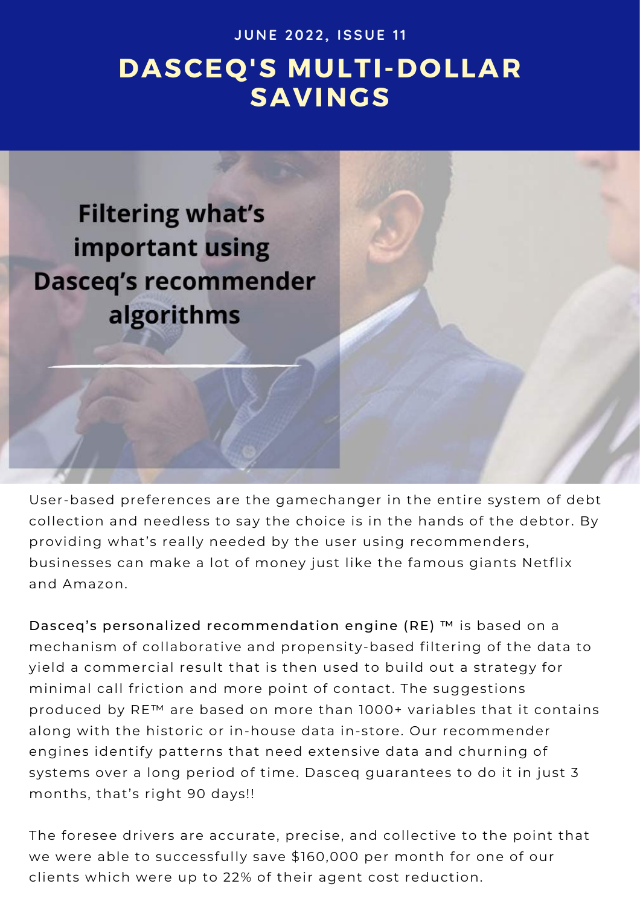JUNE 2022, ISSUE 11

# DASCEQ'S MULTI-DOLLAR SAVINGS

## Filtering what's important using Dasceq's recommender algorithms

User-based preferences are the gamechanger in the entire system of debt collection and needless to say the choice is in the hands of the debtor. By providing what's really needed by the user using recommenders, businesses can make a lot of money just like the famous giants Netflix and Amazon.

Dasceq's personalized recommendation engine (RE) ™ is based on a mechanism of collaborative and propensity-based filtering of the data to yield a commercial result that is then used to build out a strategy for minimal call friction and more point of contact. The suggestions produced by RE™ are based on more than 1000+ variables that it contains along with the historic or in-house data in-store. Our recommender engines identify patterns that need extensive data and churning of systems over a long period of time. Dasceq guarantees to do it in just 3 months, that's right 90 days!!

The foresee drivers are accurate, precise, and collective to the point that we were able to successfully save $160,000 per month for one of our clients which were up to 22% of their agent cost reduction.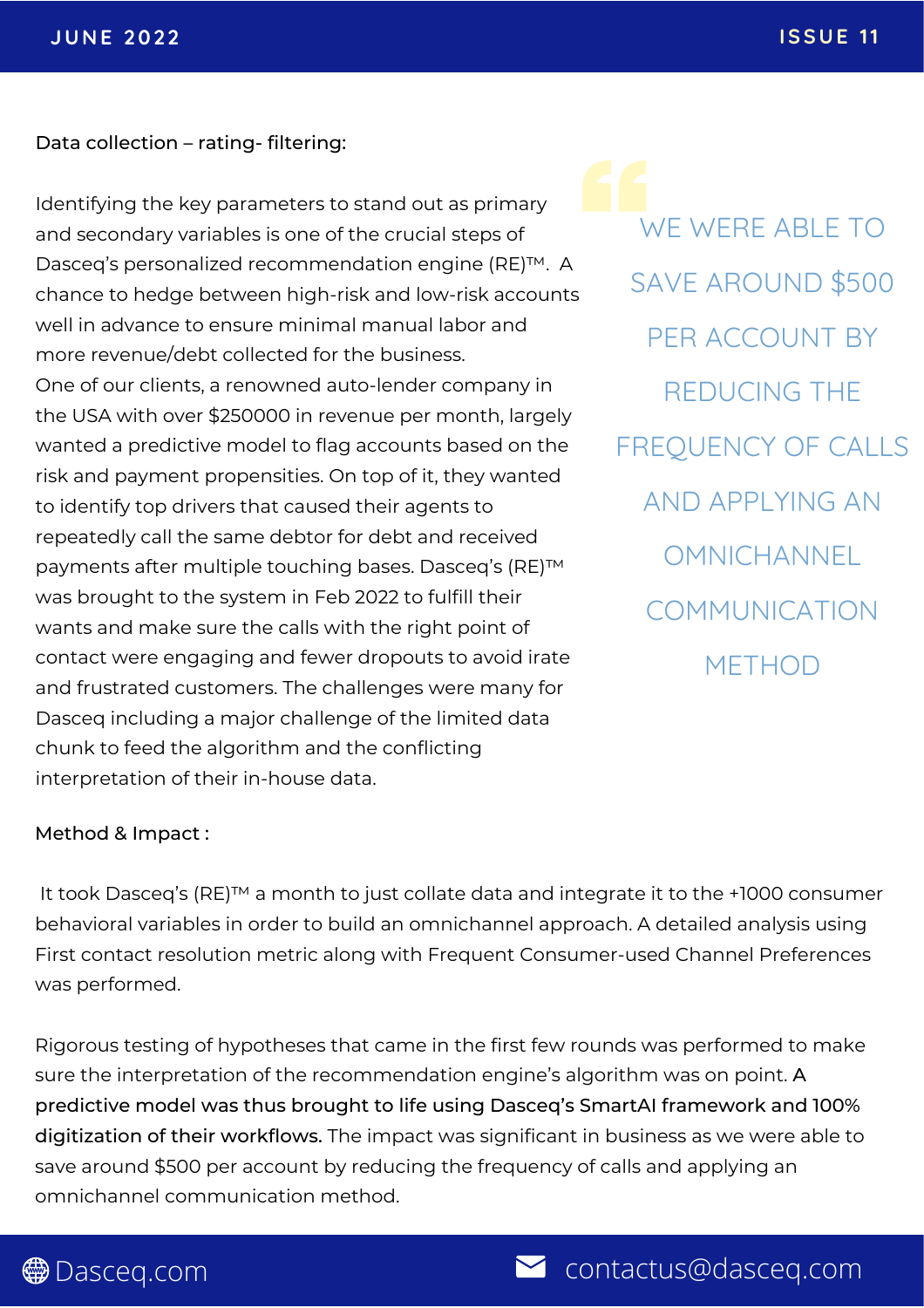Data collection – rating- filtering:

Identifying the key parameters to stand out as primary and secondary variables is one of the crucial steps of Dasceq's personalized recommendation engine (RE)™. A chance to hedge between high-risk and low-risk accounts well in advance to ensure minimal manual labor and more revenue/debt collected for the business.

One of our clients, a renowned auto-lender company in the USA with over $250000 in revenue per month, largely wanted a predictive model to flag accounts based on the risk and payment propensities. On top of it, they wanted to identify top drivers that caused their agents to repeatedly call the same debtor for debt and received payments after multiple touching bases. Dasceq's (RE)™ was brought to the system in Feb 2022 to fulfill their wants and make sure the calls with the right point of contact were engaging and fewer dropouts to avoid irate and frustrated customers. The challenges were many for Dasceq including a major challenge of the limited data chunk to feed the algorithm and the conflicting interpretation of their in-house data.

> WE WERE ABLE TO SAVE AROUND $500 PER ACCOUNT BY REDUCING THE FREQUENCY OF CALLS AND APPLYING AN OMNICHANNEL COMMUNICATION METHOD

Method & Impact :

It took Dasceq's (RE)™ a month to just collate data and integrate it to the +1000 consumer behavioral variables in order to build an omnichannel approach. A detailed analysis using First contact resolution metric along with Frequent Consumer-used Channel Preferences was performed.

Rigorous testing of hypotheses that came in the first few rounds was performed to make sure the interpretation of the recommendation engine's algorithm was on point. **A predictive model was thus brought to life using Dasceq's SmartAI framework and 100% digitization of their workflows.** The impact was significant in business as we were able to save around $500 per account by reducing the frequency of calls and applying an omnichannel communication method.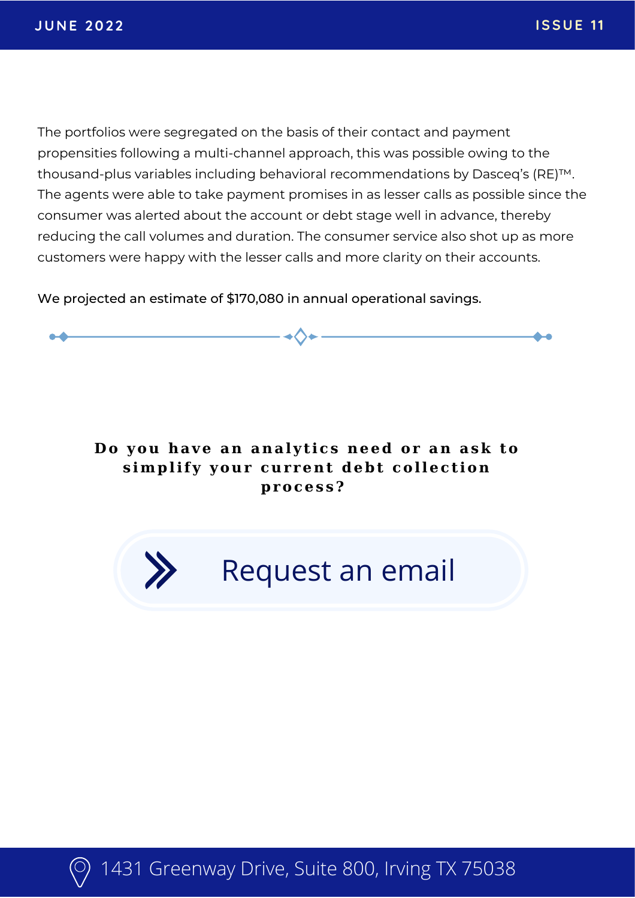The portfolios were segregated on the basis of their contact and payment propensities following a multi-channel approach, this was possible owing to the thousand-plus variables including behavioral recommendations by Dasceq's (RE)™. The agents were able to take payment promises in as lesser calls as possible since the consumer was alerted about the account or debt stage well in advance, thereby reducing the call volumes and duration. The consumer service also shot up as more customers were happy with the lesser calls and more clarity on their accounts.

We projected an estimate of $170,080 in annual operational savings.

**Do you have an analytics need or an ask to simplify your current debt collection process?**

» Request an email

1431 Greenway Drive, Suite 800, Irving TX 75038